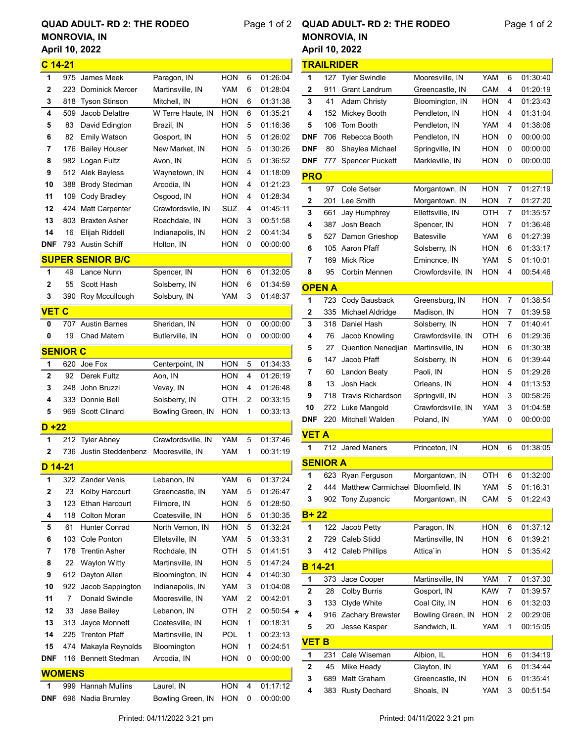# QUAD ADULT- RD 2: THE RODEO

MONROVIA, IN

April 10, 2022

## C 14-21

| Pos | No. | Name | Hometown | Brand | Laps | Time |
|---|---|---|---|---|---|---|
| 1 | 975 | James Meek | Paragon, IN | HON | 6 | 01:26:04 |
| 2 | 223 | Dominick Mercer | Martinsville, IN | YAM | 6 | 01:28:04 |
| 3 | 818 | Tyson Stinson | Mitchell, IN | HON | 6 | 01:31:38 |
| 4 | 509 | Jacob Delattre | W Terre Haute, IN | HON | 6 | 01:35:21 |
| 5 | 83 | David Edington | Brazil, IN | HON | 5 | 01:16:36 |
| 6 | 82 | Emily Watson | Gosport, IN | HON | 5 | 01:26:02 |
| 7 | 176 | Bailey Houser | New Market, IN | HON | 5 | 01:30:26 |
| 8 | 982 | Logan Fultz | Avon, IN | HON | 5 | 01:36:52 |
| 9 | 512 | Alek Bayless | Waynetown, IN | HON | 4 | 01:18:09 |
| 10 | 388 | Brody Stedman | Arcodia, IN | HON | 4 | 01:21:23 |
| 11 | 109 | Cody Bradley | Osgood, IN | HON | 4 | 01:28:34 |
| 12 | 424 | Matt Carpenter | Crawfordsvile, IN | SUZ | 4 | 01:45:11 |
| 13 | 803 | Braxten Asher | Roachdale, IN | HON | 3 | 00:51:58 |
| 14 | 16 | Elijah Riddell | Indianapolis, IN | HON | 2 | 00:41:34 |
| DNF | 793 | Austin Schiff | Holton, IN | HON | 0 | 00:00:00 |

## SUPER SENIOR B/C

| Pos | No. | Name | Hometown | Brand | Laps | Time |
|---|---|---|---|---|---|---|
| 1 | 49 | Lance Nunn | Spencer, IN | HON | 6 | 01:32:05 |
| 2 | 55 | Scott Hash | Solsberry, IN | HON | 6 | 01:34:59 |
| 3 | 390 | Roy Mccullough | Solsbury, IN | YAM | 3 | 01:48:37 |

## VET C

| Pos | No. | Name | Hometown | Brand | Laps | Time |
|---|---|---|---|---|---|---|
| 0 | 707 | Austin Barnes | Sheridan, IN | HON | 0 | 00:00:00 |
| 0 | 19 | Chad Matern | Butlerville, IN | HON | 0 | 00:00:00 |

## SENIOR C

| Pos | No. | Name | Hometown | Brand | Laps | Time |
|---|---|---|---|---|---|---|
| 1 | 620 | Joe Fox | Centerpoint, IN | HON | 5 | 01:34:33 |
| 2 | 92 | Derek Fultz | Aon, IN | HON | 4 | 01:26:19 |
| 3 | 248 | John Bruzzi | Vevay, IN | HON | 4 | 01:26:48 |
| 4 | 333 | Donnie Bell | Solsberry, IN | OTH | 2 | 00:33:15 |
| 5 | 969 | Scott Clinard | Bowling Green, IN | HON | 1 | 00:33:13 |

## D +22

| Pos | No. | Name | Hometown | Brand | Laps | Time |
|---|---|---|---|---|---|---|
| 1 | 212 | Tyler Abney | Crawfordsville, IN | YAM | 5 | 01:37:46 |
| 2 | 736 | Justin Steddenbenz | Mooresville, IN | YAM | 1 | 00:31:19 |

## D 14-21

| Pos | No. | Name | Hometown | Brand | Laps | Time |
|---|---|---|---|---|---|---|
| 1 | 322 | Zander Venis | Lebanon, IN | YAM | 6 | 01:37:24 |
| 2 | 23 | Kolby Harcourt | Greencastle, IN | YAM | 5 | 01:26:47 |
| 3 | 123 | Ethan Harcourt | Filmore, IN | HON | 5 | 01:28:50 |
| 4 | 118 | Colton Moran | Coatesville, IN | HON | 5 | 01:30:35 |
| 5 | 61 | Hunter Conrad | North Vernon, IN | HON | 5 | 01:32:24 |
| 6 | 103 | Cole Ponton | Elletsville, IN | YAM | 5 | 01:33:31 |
| 7 | 178 | Trentin Asher | Rochdale, IN | OTH | 5 | 01:41:51 |
| 8 | 22 | Waylon Witty | Martinsville, IN | HON | 5 | 01:47:24 |
| 9 | 612 | Dayton Allen | Bloomington, IN | HON | 4 | 01:40:30 |
| 10 | 922 | Jacob Sappington | Indianapolis, IN | YAM | 3 | 01:04:08 |
| 11 | 7 | Donald Swindle | Mooresville, IN | YAM | 2 | 00:42:01 |
| 12 | 33 | Jase Bailey | Lebanon, IN | OTH | 2 | 00:50:54 * |
| 13 | 313 | Jayce Monnett | Coatesville, IN | HON | 1 | 00:18:31 |
| 14 | 225 | Trenton Pfaff | Martinsville, IN | POL | 1 | 00:23:13 |
| 15 | 474 | Makayla Reynolds | Bloomington | HON | 1 | 00:24:51 |
| DNF | 116 | Bennett Stedman | Arcodia, IN | HON | 0 | 00:00:00 |

## WOMENS

| Pos | No. | Name | Hometown | Brand | Laps | Time |
|---|---|---|---|---|---|---|
| 1 | 999 | Hannah Mullins | Laurel, IN | HON | 4 | 01:17:12 |
| DNF | 696 | Nadia Brumley | Bowling Green, IN | HON | 0 | 00:00:00 |

## TRAILRIDER

| Pos | No. | Name | Hometown | Brand | Laps | Time |
|---|---|---|---|---|---|---|
| 1 | 127 | Tyler Swindle | Mooresville, IN | YAM | 6 | 01:30:40 |
| 2 | 911 | Grant Landrum | Greencastle, IN | CAM | 4 | 01:20:19 |
| 3 | 41 | Adam Christy | Bloomington, IN | HON | 4 | 01:23:43 |
| 4 | 152 | Mickey Booth | Pendleton, IN | HON | 4 | 01:31:04 |
| 5 | 106 | Tom Booth | Pendleton, IN | YAM | 4 | 01:38:06 |
| DNF | 706 | Rebecca Booth | Pendleton, IN | HON | 0 | 00:00:00 |
| DNF | 80 | Shaylea Michael | Springville, IN | HON | 0 | 00:00:00 |
| DNF | 777 | Spencer Puckett | Markleville, IN | HON | 0 | 00:00:00 |

## PRO

| Pos | No. | Name | Hometown | Brand | Laps | Time |
|---|---|---|---|---|---|---|
| 1 | 97 | Cole Setser | Morgantown, IN | HON | 7 | 01:27:19 |
| 2 | 201 | Lee Smith | Morgantown, IN | HON | 7 | 01:27:20 |
| 3 | 661 | Jay Humphrey | Ellettsville, IN | OTH | 7 | 01:35:57 |
| 4 | 387 | Josh Beach | Spencer, IN | HON | 7 | 01:36:46 |
| 5 | 527 | Damon Grieshop | Batesville | YAM | 6 | 01:27:39 |
| 6 | 105 | Aaron Pfaff | Solsberry, IN | HON | 6 | 01:33:17 |
| 7 | 169 | Mick Rice | Emincnce, IN | YAM | 5 | 01:10:01 |
| 8 | 95 | Corbin Mennen | Crowfordsville, IN | HON | 4 | 00:54:46 |

## OPEN A

| Pos | No. | Name | Hometown | Brand | Laps | Time |
|---|---|---|---|---|---|---|
| 1 | 723 | Cody Bausback | Greensburg, IN | HON | 7 | 01:38:54 |
| 2 | 335 | Michael Aldridge | Madison, IN | HON | 7 | 01:39:59 |
| 3 | 318 | Daniel Hash | Solsberry, IN | HON | 7 | 01:40:41 |
| 4 | 76 | Jacob Knowling | Crawfordsville, IN | OTH | 6 | 01:29:36 |
| 5 | 27 | Quention Nenedjian | Martinsville, IN | HON | 6 | 01:30:38 |
| 6 | 147 | Jacob Pfaff | Solsberry, IN | HON | 6 | 01:39:44 |
| 7 | 60 | Landon Beaty | Paoli, IN | HON | 5 | 01:29:26 |
| 8 | 13 | Josh Hack | Orleans, IN | HON | 4 | 01:13:53 |
| 9 | 718 | Travis Richardson | Springvill, IN | HON | 3 | 00:58:26 |
| 10 | 272 | Luke Mangold | Crawfordsville, IN | YAM | 3 | 01:04:58 |
| DNF | 220 | Mitchell Walden | Poland, IN | YAM | 0 | 00:00:00 |

## VET A

| Pos | No. | Name | Hometown | Brand | Laps | Time |
|---|---|---|---|---|---|---|
| 1 | 712 | Jared Maners | Princeton, IN | HON | 6 | 01:38:05 |

## SENIOR A

| Pos | No. | Name | Hometown | Brand | Laps | Time |
|---|---|---|---|---|---|---|
| 1 | 623 | Ryan Ferguson | Morgantown, IN | OTH | 6 | 01:32:00 |
| 2 | 444 | Matthew Carmichael | Bloomfield, IN | YAM | 5 | 01:16:31 |
| 3 | 902 | Tony Zupancic | Morgantown, IN | CAM | 5 | 01:22:43 |

## B+ 22

| Pos | No. | Name | Hometown | Brand | Laps | Time |
|---|---|---|---|---|---|---|
| 1 | 122 | Jacob Petty | Paragon, IN | HON | 6 | 01:37:12 |
| 2 | 729 | Caleb Stidd | Martinsville, IN | HON | 6 | 01:39:21 |
| 3 | 412 | Caleb Phillips | Attica`in | HON | 5 | 01:35:42 |

## B 14-21

| Pos | No. | Name | Hometown | Brand | Laps | Time |
|---|---|---|---|---|---|---|
| 1 | 373 | Jace Cooper | Martinsville, IN | YAM | 7 | 01:37:30 |
| 2 | 28 | Colby Burris | Gosport, IN | KAW | 7 | 01:39:57 |
| 3 | 133 | Clyde White | Coal City, IN | HON | 6 | 01:32:03 |
| 4 | 916 | Zachary Brewster | Bowling Green, IN | HON | 2 | 00:29:06 |
| 5 | 20 | Jesse Kasper | Sandwich, IL | YAM | 1 | 00:15:05 |

## VET B

| Pos | No. | Name | Hometown | Brand | Laps | Time |
|---|---|---|---|---|---|---|
| 1 | 231 | Cale Wiseman | Albion, IL | HON | 6 | 01:34:19 |
| 2 | 45 | Mike Heady | Clayton, IN | YAM | 6 | 01:34:44 |
| 3 | 689 | Matt Graham | Greencastle, IN | HON | 6 | 01:35:41 |
| 4 | 383 | Rusty Dechard | Shoals, IN | YAM | 3 | 00:51:54 |

Printed: 04/11/2022 3:21 pm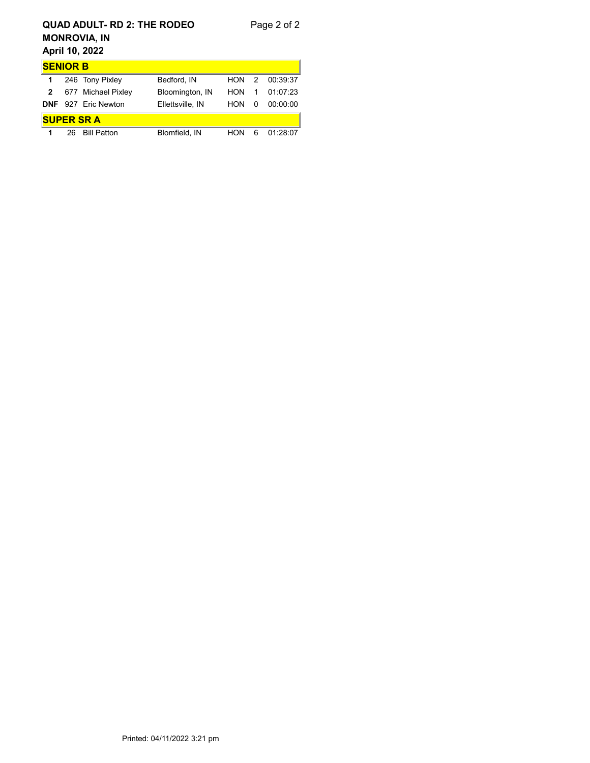**QUAD ADULT- RD 2: THE RODEO**
**MONROVIA, IN**
**April 10, 2022**

| | | | | | | |
|---|---|---|---|---|---|---|
| **SENIOR B** | | | | | | |
| **1** | 246 | Tony Pixley | Bedford, IN | HON | 2 | 00:39:37 |
| **2** | 677 | Michael Pixley | Bloomington, IN | HON | 1 | 01:07:23 |
| **DNF** | 927 | Eric Newton | Ellettsville, IN | HON | 0 | 00:00:00 |
| **SUPER SR A** | | | | | | |
| **1** | 26 | Bill Patton | Blomfield, IN | HON | 6 | 01:28:07 |

Printed: 04/11/2022 3:21 pm